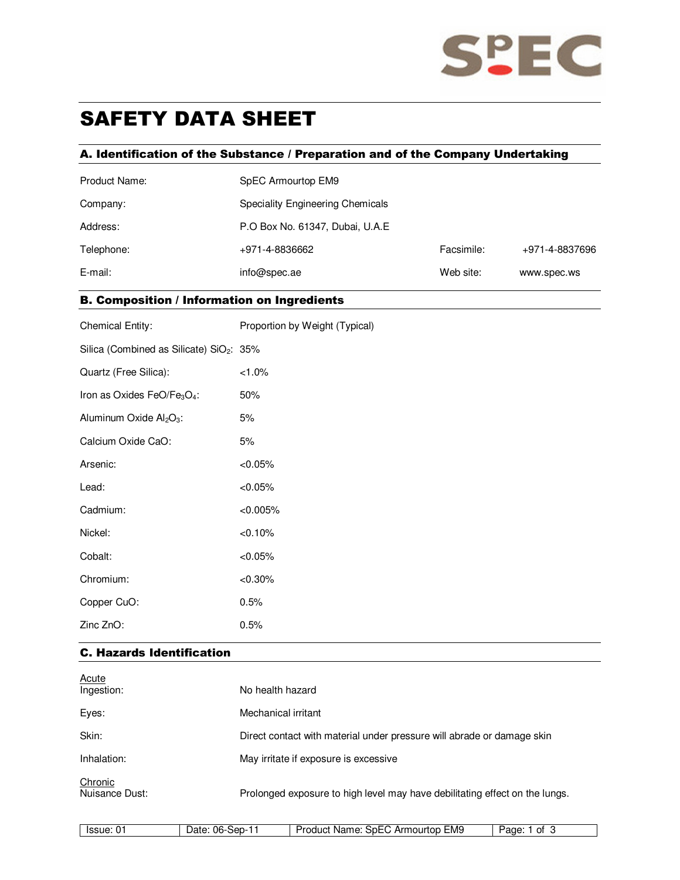# SAFETY DATA SHEET

## A. Identification of the Substance / Preparation and of the Company Undertaking

| | | | |
|---|---|---|---|
| Product Name: | SpEC Armourtop EM9 | | |
| Company: | Speciality Engineering Chemicals | | |
| Address: | P.O Box No. 61347, Dubai, U.A.E | | |
| Telephone: | +971-4-8836662 | Facsimile: | +971-4-8837696 |
| E-mail: | info@spec.ae | Web site: | www.spec.ws |

## B. Composition / Information on Ingredients

| Chemical Entity: | Proportion by Weight (Typical) |
|---|---|
| Silica (Combined as Silicate) $SiO_2$: | 35% |
| Quartz (Free Silica): | <1.0% |
| Iron as Oxides $FeO/Fe_3O_4$: | 50% |
| Aluminum Oxide $Al_2O_3$: | 5% |
| Calcium Oxide CaO: | 5% |
| Arsenic: | <0.05% |
| Lead: | <0.05% |
| Cadmium: | <0.005% |
| Nickel: | <0.10% |
| Cobalt: | <0.05% |
| Chromium: | <0.30% |
| Copper CuO: | 0.5% |
| Zinc ZnO: | 0.5% |

## C. Hazards Identification

Acute

| | |
|---|---|
| Ingestion: | No health hazard |
| Eyes: | Mechanical irritant |
| Skin: | Direct contact with material under pressure will abrade or damage skin |
| Inhalation: | May irritate if exposure is excessive |

Chronic

| | |
|---|---|
| Nuisance Dust: | Prolonged exposure to high level may have debilitating effect on the lungs. |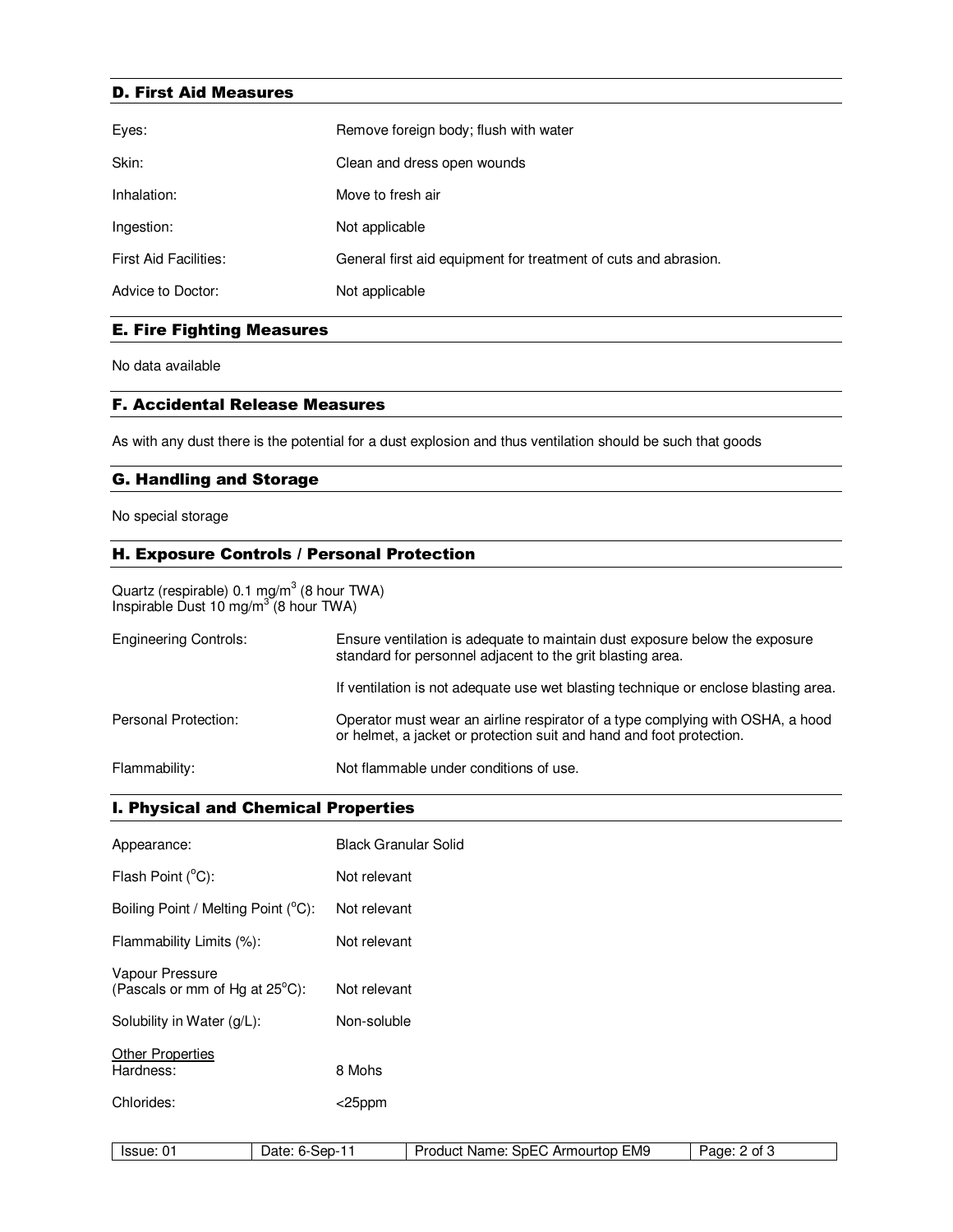## D. First Aid Measures

| | |
|---|---|
| Eyes: | Remove foreign body; flush with water |
| Skin: | Clean and dress open wounds |
| Inhalation: | Move to fresh air |
| Ingestion: | Not applicable |
| First Aid Facilities: | General first aid equipment for treatment of cuts and abrasion. |
| Advice to Doctor: | Not applicable |

## E. Fire Fighting Measures

No data available

## F. Accidental Release Measures

As with any dust there is the potential for a dust explosion and thus ventilation should be such that goods

## G. Handling and Storage

No special storage

## H. Exposure Controls / Personal Protection

Quartz (respirable) 0.1 mg/$m^3$ (8 hour TWA)
Inspirable Dust 10 mg/$m^3$ (8 hour TWA)

| | |
|---|---|
| Engineering Controls: | Ensure ventilation is adequate to maintain dust exposure below the exposure standard for personnel adjacent to the grit blasting area.<br><br>If ventilation is not adequate use wet blasting technique or enclose blasting area. |
| Personal Protection: | Operator must wear an airline respirator of a type complying with OSHA, a hood or helmet, a jacket or protection suit and hand and foot protection. |
| Flammability: | Not flammable under conditions of use. |

## I. Physical and Chemical Properties

| | |
|---|---|
| Appearance: | Black Granular Solid |
| Flash Point (°C): | Not relevant |
| Boiling Point / Melting Point (°C): | Not relevant |
| Flammability Limits (%): | Not relevant |
| Vapour Pressure (Pascals or mm of Hg at 25°C): | Not relevant |
| Solubility in Water (g/L): | Non-soluble |

Other Properties

| | |
|---|---|
| Hardness: | 8 Mohs |
| Chlorides: | <25ppm |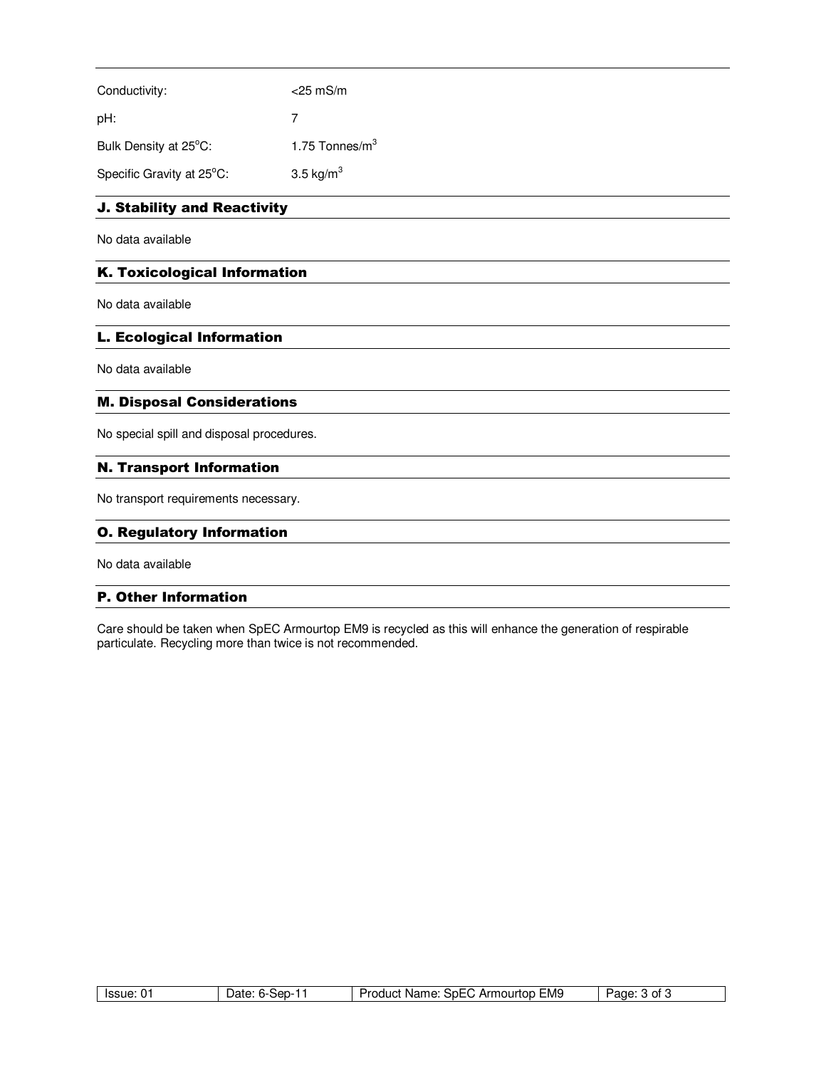| | |
|---|---|
| Conductivity: | <25 mS/m |
| pH: | 7 |
| Bulk Density at 25°C: | 1.75 Tonnes/$m^3$ |
| Specific Gravity at 25°C: | 3.5 kg/$m^3$ |

## J. Stability and Reactivity

No data available

## K. Toxicological Information

No data available

## L. Ecological Information

No data available

## M. Disposal Considerations

No special spill and disposal procedures.

## N. Transport Information

No transport requirements necessary.

## O. Regulatory Information

No data available

## P. Other Information

Care should be taken when SpEC Armourtop EM9 is recycled as this will enhance the generation of respirable particulate. Recycling more than twice is not recommended.